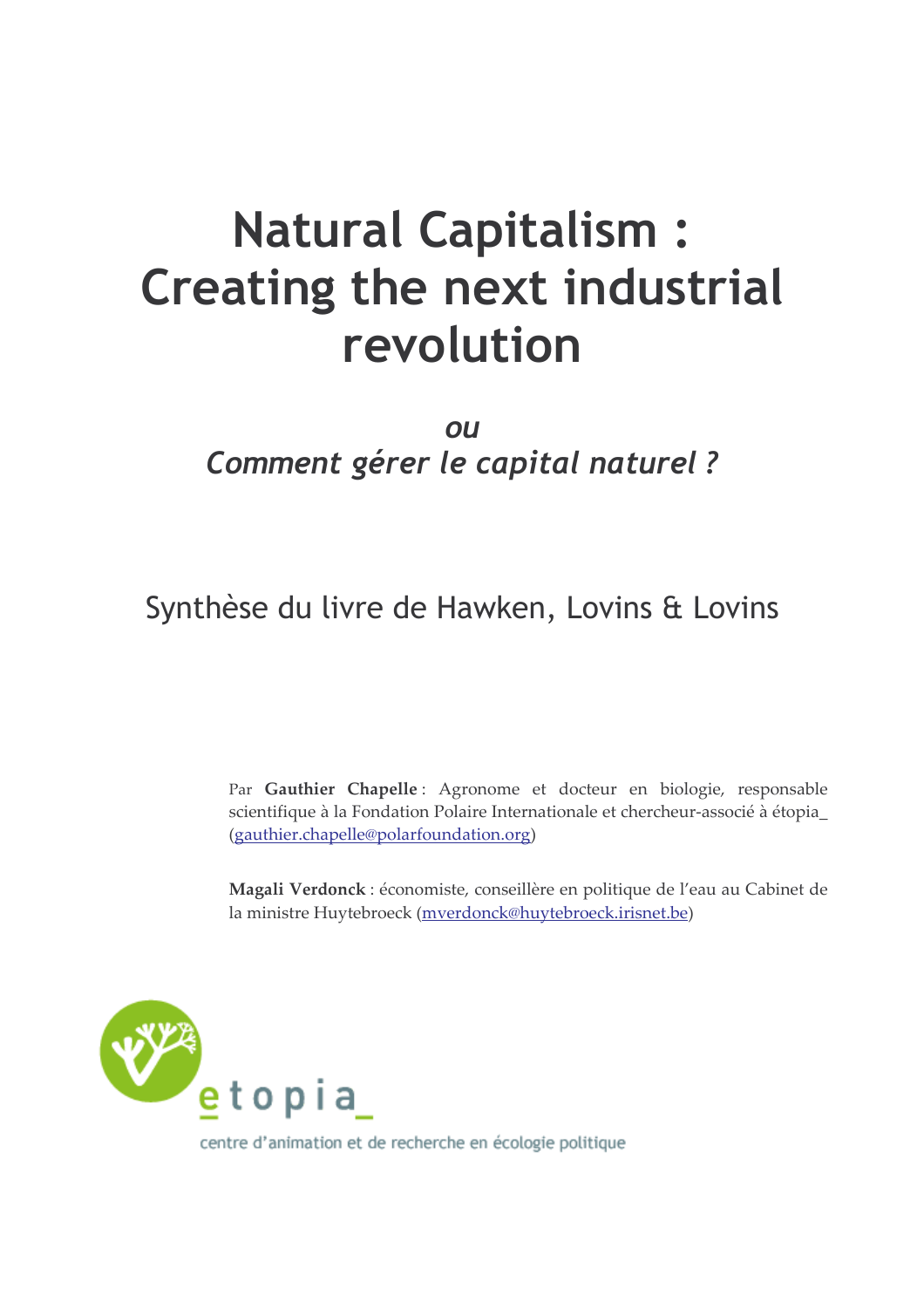# Natural Capitalism : Creating the next industrial revolution

*ou*

*Comment gérer le capital naturel ?*

Synthèse du livre de Hawken, Lovins & Lovins

Par **Gauthier Chapelle** : Agronome et docteur en biologie, responsable scientifique à la Fondation Polaire Internationale et chercheur-associé à étopia_ (gauthier.chapelle@polarfoundation.org)

**Magali Verdonck** : économiste, conseillère en politique de l'eau au Cabinet de la ministre Huytebroeck (mverdonck@huytebroeck.irisnet.be)

etopia_

centre d'animation et de recherche en écologie politique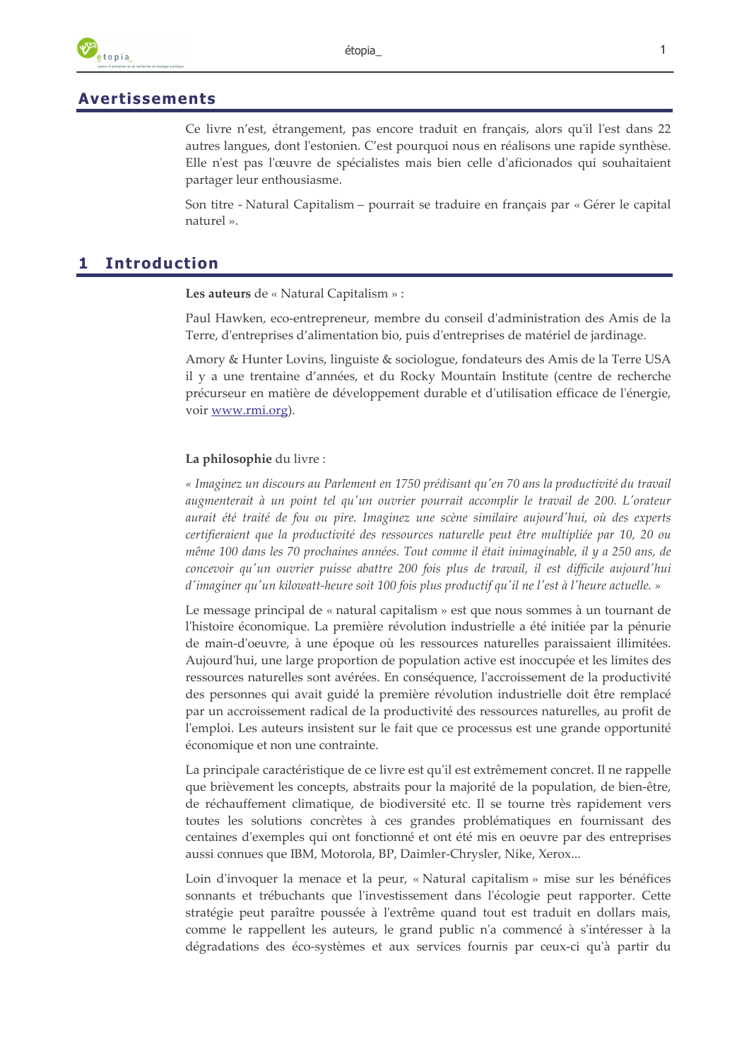## Avertissements

Ce livre n'est, étrangement, pas encore traduit en français, alors qu'il l'est dans 22 autres langues, dont l'estonien. C'est pourquoi nous en réalisons une rapide synthèse. Elle n'est pas l'œuvre de spécialistes mais bien celle d'aficionados qui souhaitaient partager leur enthousiasme.

Son titre - Natural Capitalism – pourrait se traduire en français par « Gérer le capital naturel ».

# 1 Introduction

**Les auteurs** de « Natural Capitalism » :

Paul Hawken, eco-entrepreneur, membre du conseil d'administration des Amis de la Terre, d'entreprises d'alimentation bio, puis d'entreprises de matériel de jardinage.

Amory & Hunter Lovins, linguiste & sociologue, fondateurs des Amis de la Terre USA il y a une trentaine d'années, et du Rocky Mountain Institute (centre de recherche précurseur en matière de développement durable et d'utilisation efficace de l'énergie, voir [www.rmi.org](http://www.rmi.org)).

**La philosophie** du livre :

*« Imaginez un discours au Parlement en 1750 prédisant qu'en 70 ans la productivité du travail augmenterait à un point tel qu'un ouvrier pourrait accomplir le travail de 200. L'orateur aurait été traité de fou ou pire. Imaginez une scène similaire aujourd'hui, où des experts certifieraient que la productivité des ressources naturelle peut être multipliée par 10, 20 ou même 100 dans les 70 prochaines années. Tout comme il était inimaginable, il y a 250 ans, de concevoir qu'un ouvrier puisse abattre 200 fois plus de travail, il est difficile aujourd'hui d'imaginer qu'un kilowatt-heure soit 100 fois plus productif qu'il ne l'est à l'heure actuelle. »*

Le message principal de « natural capitalism » est que nous sommes à un tournant de l'histoire économique. La première révolution industrielle a été initiée par la pénurie de main-d'oeuvre, à une époque où les ressources naturelles paraissaient illimitées. Aujourd'hui, une large proportion de population active est inoccupée et les limites des ressources naturelles sont avérées. En conséquence, l'accroissement de la productivité des personnes qui avait guidé la première révolution industrielle doit être remplacé par un accroissement radical de la productivité des ressources naturelles, au profit de l'emploi. Les auteurs insistent sur le fait que ce processus est une grande opportunité économique et non une contrainte.

La principale caractéristique de ce livre est qu'il est extrêmement concret. Il ne rappelle que brièvement les concepts, abstraits pour la majorité de la population, de bien-être, de réchauffement climatique, de biodiversité etc. Il se tourne très rapidement vers toutes les solutions concrètes à ces grandes problématiques en fournissant des centaines d'exemples qui ont fonctionné et ont été mis en oeuvre par des entreprises aussi connues que IBM, Motorola, BP, Daimler-Chrysler, Nike, Xerox...

Loin d'invoquer la menace et la peur, « Natural capitalism » mise sur les bénéfices sonnants et trébuchants que l'investissement dans l'écologie peut rapporter. Cette stratégie peut paraître poussée à l'extrême quand tout est traduit en dollars mais, comme le rappellent les auteurs, le grand public n'a commencé à s'intéresser à la dégradations des éco-systèmes et aux services fournis par ceux-ci qu'à partir du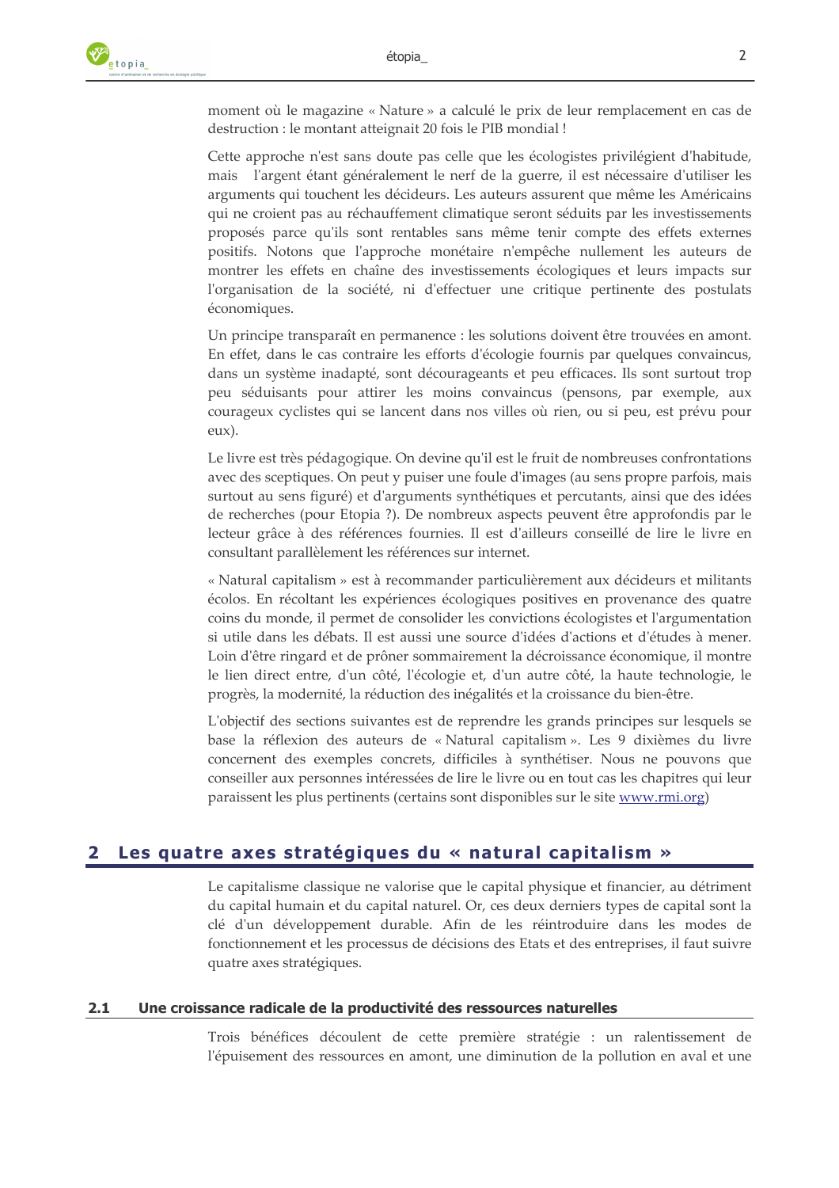moment où le magazine « Nature » a calculé le prix de leur remplacement en cas de destruction : le montant atteignait 20 fois le PIB mondial !

Cette approche n'est sans doute pas celle que les écologistes privilégient d'habitude, mais l'argent étant généralement le nerf de la guerre, il est nécessaire d'utiliser les arguments qui touchent les décideurs. Les auteurs assurent que même les Américains qui ne croient pas au réchauffement climatique seront séduits par les investissements proposés parce qu'ils sont rentables sans même tenir compte des effets externes positifs. Notons que l'approche monétaire n'empêche nullement les auteurs de montrer les effets en chaîne des investissements écologiques et leurs impacts sur l'organisation de la société, ni d'effectuer une critique pertinente des postulats économiques.

Un principe transparaît en permanence : les solutions doivent être trouvées en amont. En effet, dans le cas contraire les efforts d'écologie fournis par quelques convaincus, dans un système inadapté, sont décourageants et peu efficaces. Ils sont surtout trop peu séduisants pour attirer les moins convaincus (pensons, par exemple, aux courageux cyclistes qui se lancent dans nos villes où rien, ou si peu, est prévu pour eux).

Le livre est très pédagogique. On devine qu'il est le fruit de nombreuses confrontations avec des sceptiques. On peut y puiser une foule d'images (au sens propre parfois, mais surtout au sens figuré) et d'arguments synthétiques et percutants, ainsi que des idées de recherches (pour Etopia ?). De nombreux aspects peuvent être approfondis par le lecteur grâce à des références fournies. Il est d'ailleurs conseillé de lire le livre en consultant parallèlement les références sur internet.

« Natural capitalism » est à recommander particulièrement aux décideurs et militants écolos. En récoltant les expériences écologiques positives en provenance des quatre coins du monde, il permet de consolider les convictions écologistes et l'argumentation si utile dans les débats. Il est aussi une source d'idées d'actions et d'études à mener. Loin d'être ringard et de prôner sommairement la décroissance économique, il montre le lien direct entre, d'un côté, l'écologie et, d'un autre côté, la haute technologie, le progrès, la modernité, la réduction des inégalités et la croissance du bien-être.

L'objectif des sections suivantes est de reprendre les grands principes sur lesquels se base la réflexion des auteurs de « Natural capitalism ». Les 9 dixièmes du livre concernent des exemples concrets, difficiles à synthétiser. Nous ne pouvons que conseiller aux personnes intéressées de lire le livre ou en tout cas les chapitres qui leur paraissent les plus pertinents (certains sont disponibles sur le site www.rmi.org)

## 2 Les quatre axes stratégiques du « natural capitalism »

Le capitalisme classique ne valorise que le capital physique et financier, au détriment du capital humain et du capital naturel. Or, ces deux derniers types de capital sont la clé d'un développement durable. Afin de les réintroduire dans les modes de fonctionnement et les processus de décisions des Etats et des entreprises, il faut suivre quatre axes stratégiques.

### 2.1 Une croissance radicale de la productivité des ressources naturelles

Trois bénéfices découlent de cette première stratégie : un ralentissement de l'épuisement des ressources en amont, une diminution de la pollution en aval et une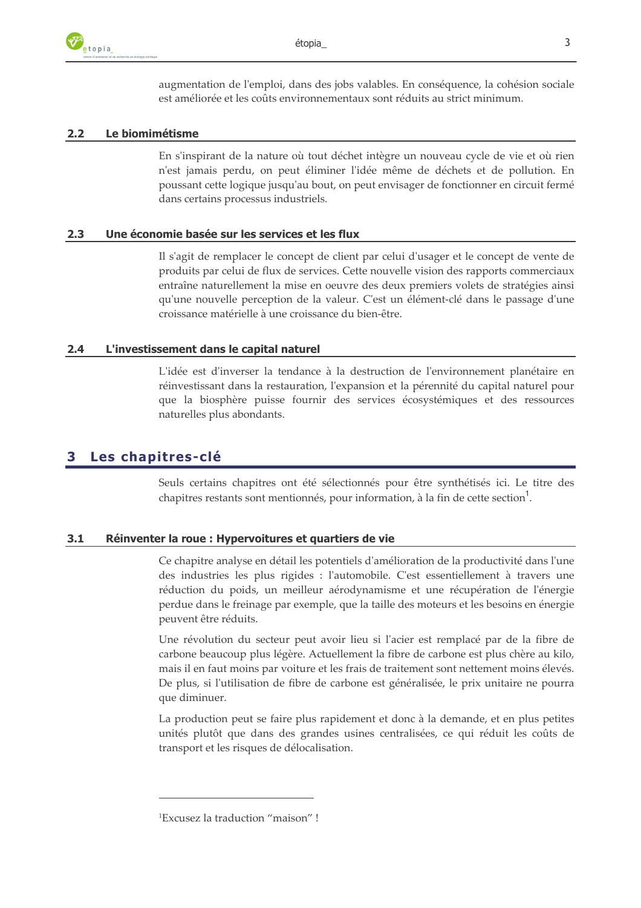augmentation de l'emploi, dans des jobs valables. En conséquence, la cohésion sociale est améliorée et les coûts environnementaux sont réduits au strict minimum.

### 2.2 Le biomimétisme

En s'inspirant de la nature où tout déchet intègre un nouveau cycle de vie et où rien n'est jamais perdu, on peut éliminer l'idée même de déchets et de pollution. En poussant cette logique jusqu'au bout, on peut envisager de fonctionner en circuit fermé dans certains processus industriels.

### 2.3 Une économie basée sur les services et les flux

Il s'agit de remplacer le concept de client par celui d'usager et le concept de vente de produits par celui de flux de services. Cette nouvelle vision des rapports commerciaux entraîne naturellement la mise en oeuvre des deux premiers volets de stratégies ainsi qu'une nouvelle perception de la valeur. C'est un élément-clé dans le passage d'une croissance matérielle à une croissance du bien-être.

### 2.4 L'investissement dans le capital naturel

L'idée est d'inverser la tendance à la destruction de l'environnement planétaire en réinvestissant dans la restauration, l'expansion et la pérennité du capital naturel pour que la biosphère puisse fournir des services écosystémiques et des ressources naturelles plus abondants.

## 3 Les chapitres-clé

Seuls certains chapitres ont été sélectionnés pour être synthétisés ici. Le titre des chapitres restants sont mentionnés, pour information, à la fin de cette section[1].

### 3.1 Réinventer la roue : Hypervoitures et quartiers de vie

Ce chapitre analyse en détail les potentiels d'amélioration de la productivité dans l'une des industries les plus rigides : l'automobile. C'est essentiellement à travers une réduction du poids, un meilleur aérodynamisme et une récupération de l'énergie perdue dans le freinage par exemple, que la taille des moteurs et les besoins en énergie peuvent être réduits.

Une révolution du secteur peut avoir lieu si l'acier est remplacé par de la fibre de carbone beaucoup plus légère. Actuellement la fibre de carbone est plus chère au kilo, mais il en faut moins par voiture et les frais de traitement sont nettement moins élevés. De plus, si l'utilisation de fibre de carbone est généralisée, le prix unitaire ne pourra que diminuer.

La production peut se faire plus rapidement et donc à la demande, et en plus petites unités plutôt que dans des grandes usines centralisées, ce qui réduit les coûts de transport et les risques de délocalisation.

---

[1]Excusez la traduction “maison” !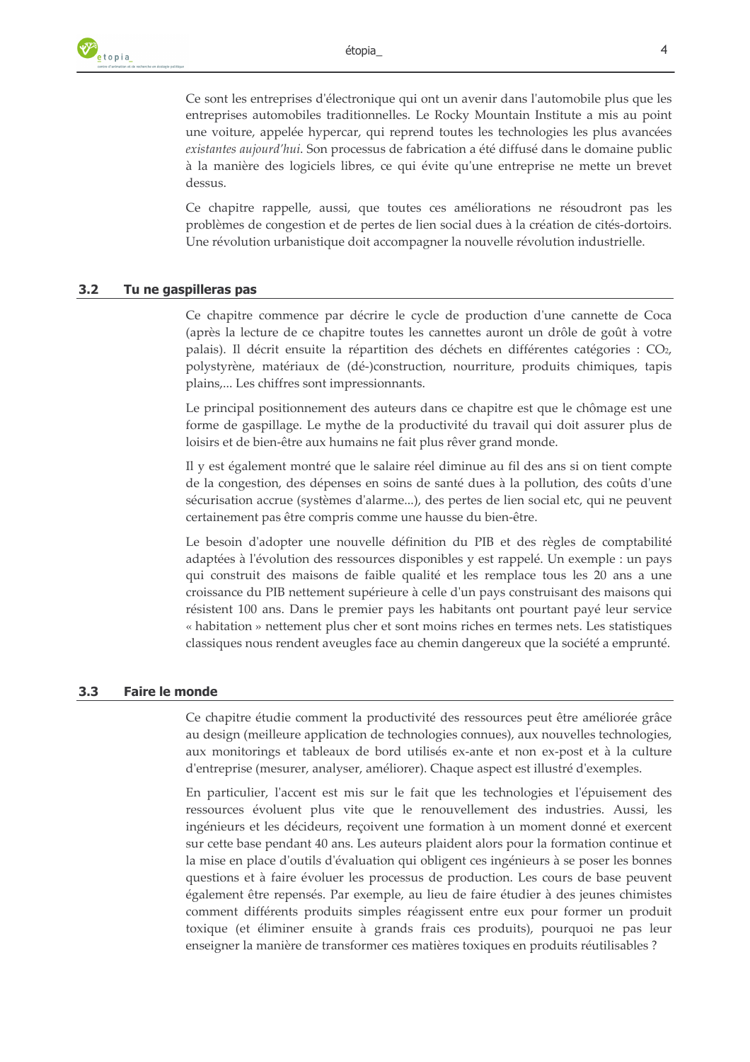Ce sont les entreprises d'électronique qui ont un avenir dans l'automobile plus que les entreprises automobiles traditionnelles. Le Rocky Mountain Institute a mis au point une voiture, appelée hypercar, qui reprend toutes les technologies les plus avancées *existantes aujourd'hui*. Son processus de fabrication a été diffusé dans le domaine public à la manière des logiciels libres, ce qui évite qu'une entreprise ne mette un brevet dessus.

Ce chapitre rappelle, aussi, que toutes ces améliorations ne résoudront pas les problèmes de congestion et de pertes de lien social dues à la création de cités-dortoirs. Une révolution urbanistique doit accompagner la nouvelle révolution industrielle.

## 3.2 Tu ne gaspilleras pas

Ce chapitre commence par décrire le cycle de production d'une cannette de Coca (après la lecture de ce chapitre toutes les cannettes auront un drôle de goût à votre palais). Il décrit ensuite la répartition des déchets en différentes catégories : $CO_2$, polystyrène, matériaux de (dé-)construction, nourriture, produits chimiques, tapis plains,... Les chiffres sont impressionnants.

Le principal positionnement des auteurs dans ce chapitre est que le chômage est une forme de gaspillage. Le mythe de la productivité du travail qui doit assurer plus de loisirs et de bien-être aux humains ne fait plus rêver grand monde.

Il y est également montré que le salaire réel diminue au fil des ans si on tient compte de la congestion, des dépenses en soins de santé dues à la pollution, des coûts d'une sécurisation accrue (systèmes d'alarme...), des pertes de lien social etc, qui ne peuvent certainement pas être compris comme une hausse du bien-être.

Le besoin d'adopter une nouvelle définition du PIB et des règles de comptabilité adaptées à l'évolution des ressources disponibles y est rappelé. Un exemple : un pays qui construit des maisons de faible qualité et les remplace tous les 20 ans a une croissance du PIB nettement supérieure à celle d'un pays construisant des maisons qui résistent 100 ans. Dans le premier pays les habitants ont pourtant payé leur service « habitation » nettement plus cher et sont moins riches en termes nets. Les statistiques classiques nous rendent aveugles face au chemin dangereux que la société a emprunté.

## 3.3 Faire le monde

Ce chapitre étudie comment la productivité des ressources peut être améliorée grâce au design (meilleure application de technologies connues), aux nouvelles technologies, aux monitorings et tableaux de bord utilisés ex-ante et non ex-post et à la culture d'entreprise (mesurer, analyser, améliorer). Chaque aspect est illustré d'exemples.

En particulier, l'accent est mis sur le fait que les technologies et l'épuisement des ressources évoluent plus vite que le renouvellement des industries. Aussi, les ingénieurs et les décideurs, reçoivent une formation à un moment donné et exercent sur cette base pendant 40 ans. Les auteurs plaident alors pour la formation continue et la mise en place d'outils d'évaluation qui obligent ces ingénieurs à se poser les bonnes questions et à faire évoluer les processus de production. Les cours de base peuvent également être repensés. Par exemple, au lieu de faire étudier à des jeunes chimistes comment différents produits simples réagissent entre eux pour former un produit toxique (et éliminer ensuite à grands frais ces produits), pourquoi ne pas leur enseigner la manière de transformer ces matières toxiques en produits réutilisables ?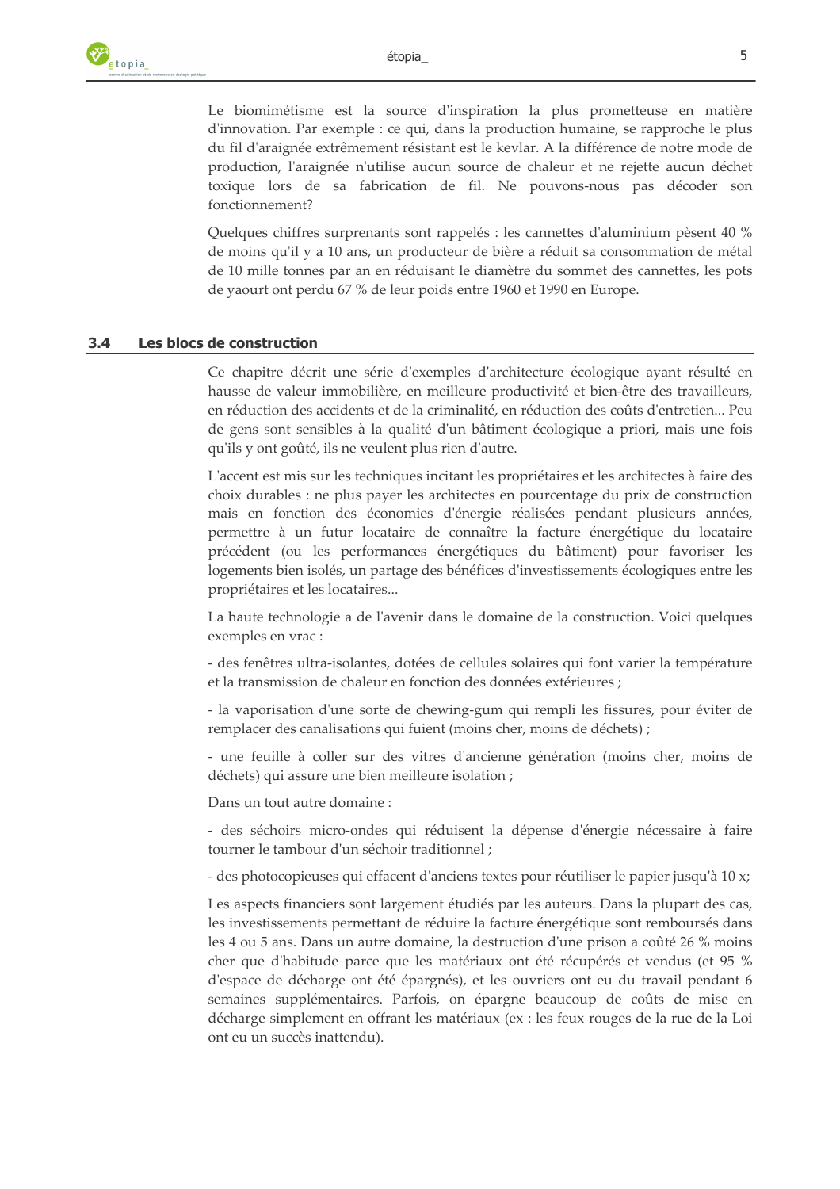Le biomimétisme est la source d'inspiration la plus prometteuse en matière d'innovation. Par exemple : ce qui, dans la production humaine, se rapproche le plus du fil d'araignée extrêmement résistant est le kevlar. A la différence de notre mode de production, l'araignée n'utilise aucun source de chaleur et ne rejette aucun déchet toxique lors de sa fabrication de fil. Ne pouvons-nous pas décoder son fonctionnement?

Quelques chiffres surprenants sont rappelés : les cannettes d'aluminium pèsent 40 % de moins qu'il y a 10 ans, un producteur de bière a réduit sa consommation de métal de 10 mille tonnes par an en réduisant le diamètre du sommet des cannettes, les pots de yaourt ont perdu 67 % de leur poids entre 1960 et 1990 en Europe.

## 3.4 Les blocs de construction

Ce chapitre décrit une série d'exemples d'architecture écologique ayant résulté en hausse de valeur immobilière, en meilleure productivité et bien-être des travailleurs, en réduction des accidents et de la criminalité, en réduction des coûts d'entretien... Peu de gens sont sensibles à la qualité d'un bâtiment écologique a priori, mais une fois qu'ils y ont goûté, ils ne veulent plus rien d'autre.

L'accent est mis sur les techniques incitant les propriétaires et les architectes à faire des choix durables : ne plus payer les architectes en pourcentage du prix de construction mais en fonction des économies d'énergie réalisées pendant plusieurs années, permettre à un futur locataire de connaître la facture énergétique du locataire précédent (ou les performances énergétiques du bâtiment) pour favoriser les logements bien isolés, un partage des bénéfices d'investissements écologiques entre les propriétaires et les locataires...

La haute technologie a de l'avenir dans le domaine de la construction. Voici quelques exemples en vrac :

- des fenêtres ultra-isolantes, dotées de cellules solaires qui font varier la température et la transmission de chaleur en fonction des données extérieures ;

- la vaporisation d'une sorte de chewing-gum qui rempli les fissures, pour éviter de remplacer des canalisations qui fuient (moins cher, moins de déchets) ;

- une feuille à coller sur des vitres d'ancienne génération (moins cher, moins de déchets) qui assure une bien meilleure isolation ;

Dans un tout autre domaine :

- des séchoirs micro-ondes qui réduisent la dépense d'énergie nécessaire à faire tourner le tambour d'un séchoir traditionnel ;

- des photocopieuses qui effacent d'anciens textes pour réutiliser le papier jusqu'à 10 x;

Les aspects financiers sont largement étudiés par les auteurs. Dans la plupart des cas, les investissements permettant de réduire la facture énergétique sont remboursés dans les 4 ou 5 ans. Dans un autre domaine, la destruction d'une prison a coûté 26 % moins cher que d'habitude parce que les matériaux ont été récupérés et vendus (et 95 % d'espace de décharge ont été épargnés), et les ouvriers ont eu du travail pendant 6 semaines supplémentaires. Parfois, on épargne beaucoup de coûts de mise en décharge simplement en offrant les matériaux (ex : les feux rouges de la rue de la Loi ont eu un succès inattendu).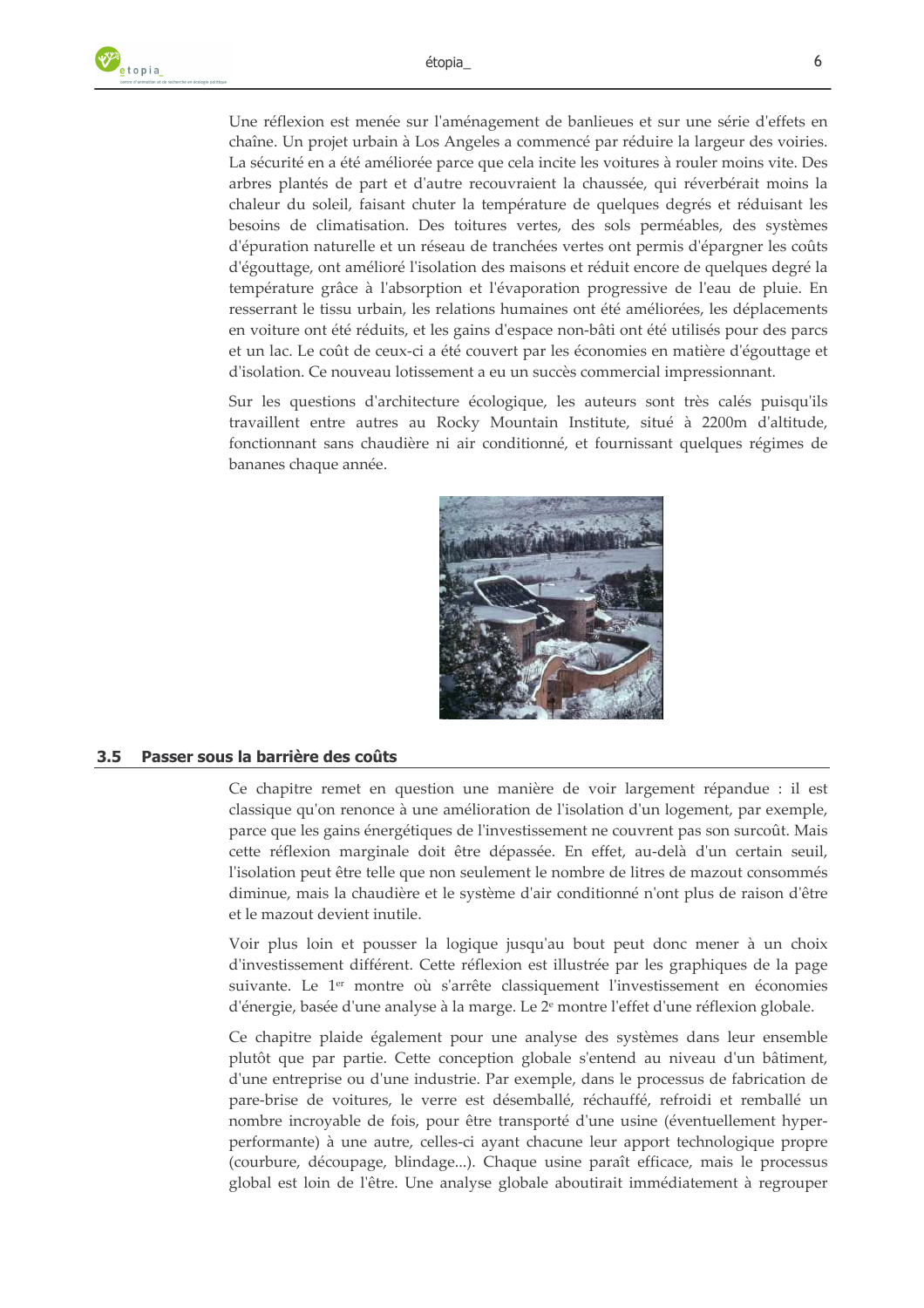Une réflexion est menée sur l'aménagement de banlieues et sur une série d'effets en chaîne. Un projet urbain à Los Angeles a commencé par réduire la largeur des voiries. La sécurité en a été améliorée parce que cela incite les voitures à rouler moins vite. Des arbres plantés de part et d'autre recouvraient la chaussée, qui réverbérait moins la chaleur du soleil, faisant chuter la température de quelques degrés et réduisant les besoins de climatisation. Des toitures vertes, des sols perméables, des systèmes d'épuration naturelle et un réseau de tranchées vertes ont permis d'épargner les coûts d'égouttage, ont amélioré l'isolation des maisons et réduit encore de quelques degré la température grâce à l'absorption et l'évaporation progressive de l'eau de pluie. En resserrant le tissu urbain, les relations humaines ont été améliorées, les déplacements en voiture ont été réduits, et les gains d'espace non-bâti ont été utilisés pour des parcs et un lac. Le coût de ceux-ci a été couvert par les économies en matière d'égouttage et d'isolation. Ce nouveau lotissement a eu un succès commercial impressionnant.

Sur les questions d'architecture écologique, les auteurs sont très calés puisqu'ils travaillent entre autres au Rocky Mountain Institute, situé à 2200m d'altitude, fonctionnant sans chaudière ni air conditionné, et fournissant quelques régimes de bananes chaque année.

## 3.5 Passer sous la barrière des coûts

Ce chapitre remet en question une manière de voir largement répandue : il est classique qu'on renonce à une amélioration de l'isolation d'un logement, par exemple, parce que les gains énergétiques de l'investissement ne couvrent pas son surcoût. Mais cette réflexion marginale doit être dépassée. En effet, au-delà d'un certain seuil, l'isolation peut être telle que non seulement le nombre de litres de mazout consommés diminue, mais la chaudière et le système d'air conditionné n'ont plus de raison d'être et le mazout devient inutile.

Voir plus loin et pousser la logique jusqu'au bout peut donc mener à un choix d'investissement différent. Cette réflexion est illustrée par les graphiques de la page suivante. Le 1[er] montre où s'arrête classiquement l'investissement en économies d'énergie, basée d'une analyse à la marge. Le 2[e] montre l'effet d'une réflexion globale.

Ce chapitre plaide également pour une analyse des systèmes dans leur ensemble plutôt que par partie. Cette conception globale s'entend au niveau d'un bâtiment, d'une entreprise ou d'une industrie. Par exemple, dans le processus de fabrication de pare-brise de voitures, le verre est désemballé, réchauffé, refroidi et remballé un nombre incroyable de fois, pour être transporté d'une usine (éventuellement hyper-performante) à une autre, celles-ci ayant chacune leur apport technologique propre (courbure, découpage, blindage...). Chaque usine paraît efficace, mais le processus global est loin de l'être. Une analyse globale aboutirait immédiatement à regrouper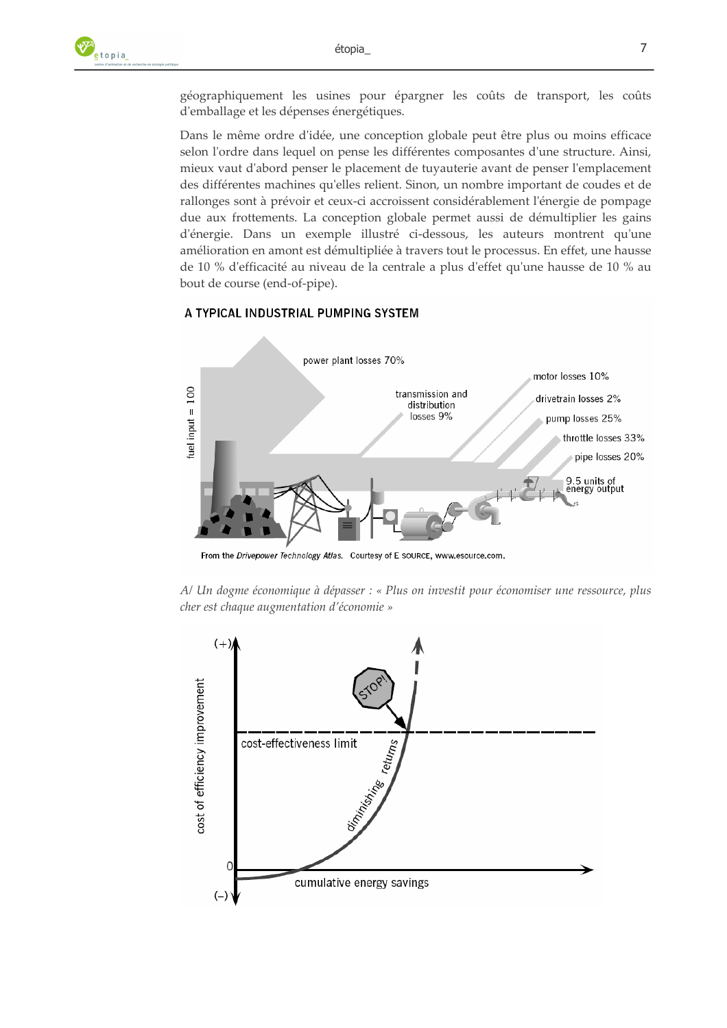géographiquement les usines pour épargner les coûts de transport, les coûts d'emballage et les dépenses énergétiques.

Dans le même ordre d'idée, une conception globale peut être plus ou moins efficace selon l'ordre dans lequel on pense les différentes composantes d'une structure. Ainsi, mieux vaut d'abord penser le placement de tuyauterie avant de penser l'emplacement des différentes machines qu'elles relient. Sinon, un nombre important de coudes et de rallonges sont à prévoir et ceux-ci accroissent considérablement l'énergie de pompage due aux frottements. La conception globale permet aussi de démultiplier les gains d'énergie. Dans un exemple illustré ci-dessous, les auteurs montrent qu'une amélioration en amont est démultipliée à travers tout le processus. En effet, une hausse de 10 % d'efficacité au niveau de la centrale a plus d'effet qu'une hausse de 10 % au bout de course (end-of-pipe).

A TYPICAL INDUSTRIAL PUMPING SYSTEM

From the *Drivepower Technology Atlas*. Courtesy of E SOURCE, www.esource.com.

*A/ Un dogme économique à dépasser : « Plus on investit pour économiser une ressource, plus cher est chaque augmentation d'économie »*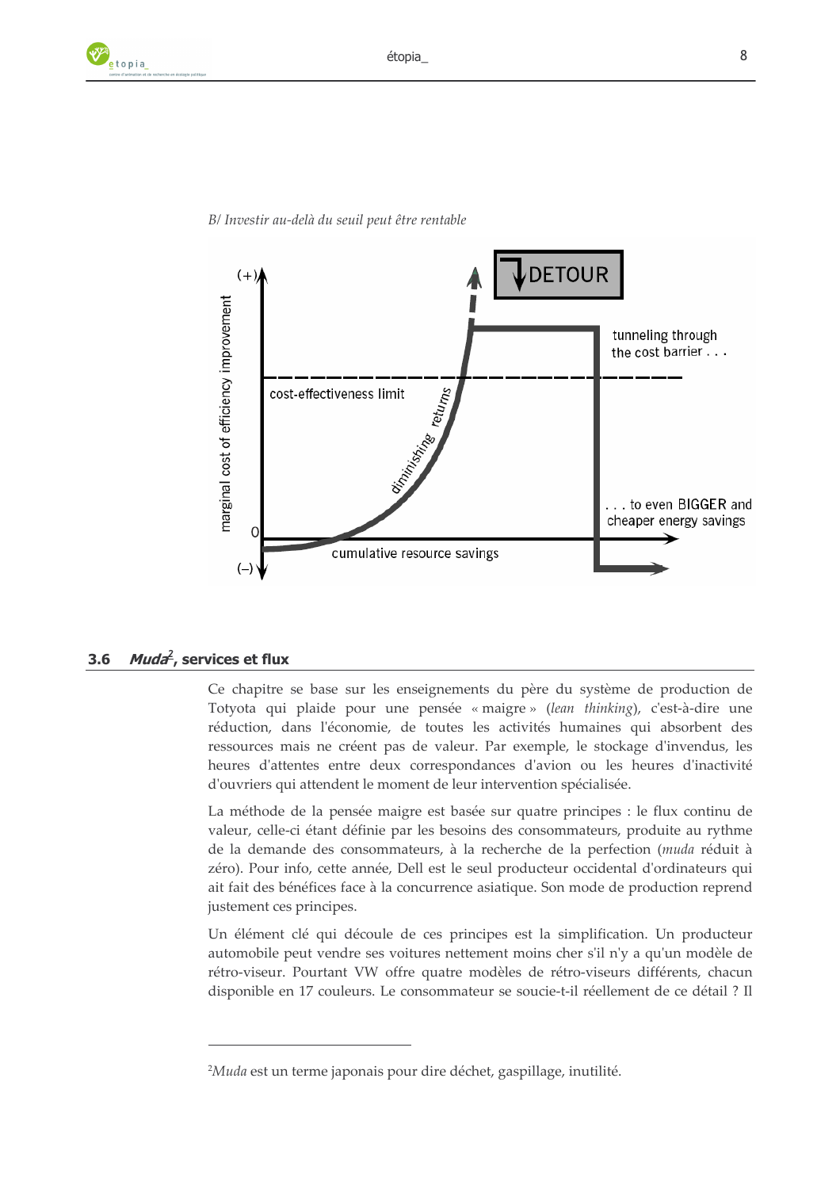*B/ Investir au-delà du seuil peut être rentable*

## 3.6 *Muda*[2], services et flux

Ce chapitre se base sur les enseignements du père du système de production de Totyota qui plaide pour une pensée « maigre » (*lean thinking*), c'est-à-dire une réduction, dans l'économie, de toutes les activités humaines qui absorbent des ressources mais ne créent pas de valeur. Par exemple, le stockage d'invendus, les heures d'attentes entre deux correspondances d'avion ou les heures d'inactivité d'ouvriers qui attendent le moment de leur intervention spécialisée.

La méthode de la pensée maigre est basée sur quatre principes : le flux continu de valeur, celle-ci étant définie par les besoins des consommateurs, produite au rythme de la demande des consommateurs, à la recherche de la perfection (*muda* réduit à zéro). Pour info, cette année, Dell est le seul producteur occidental d'ordinateurs qui ait fait des bénéfices face à la concurrence asiatique. Son mode de production reprend justement ces principes.

Un élément clé qui découle de ces principes est la simplification. Un producteur automobile peut vendre ses voitures nettement moins cher s'il n'y a qu'un modèle de rétro-viseur. Pourtant VW offre quatre modèles de rétro-viseurs différents, chacun disponible en 17 couleurs. Le consommateur se soucie-t-il réellement de ce détail ? Il

---

[2] *Muda* est un terme japonais pour dire déchet, gaspillage, inutilité.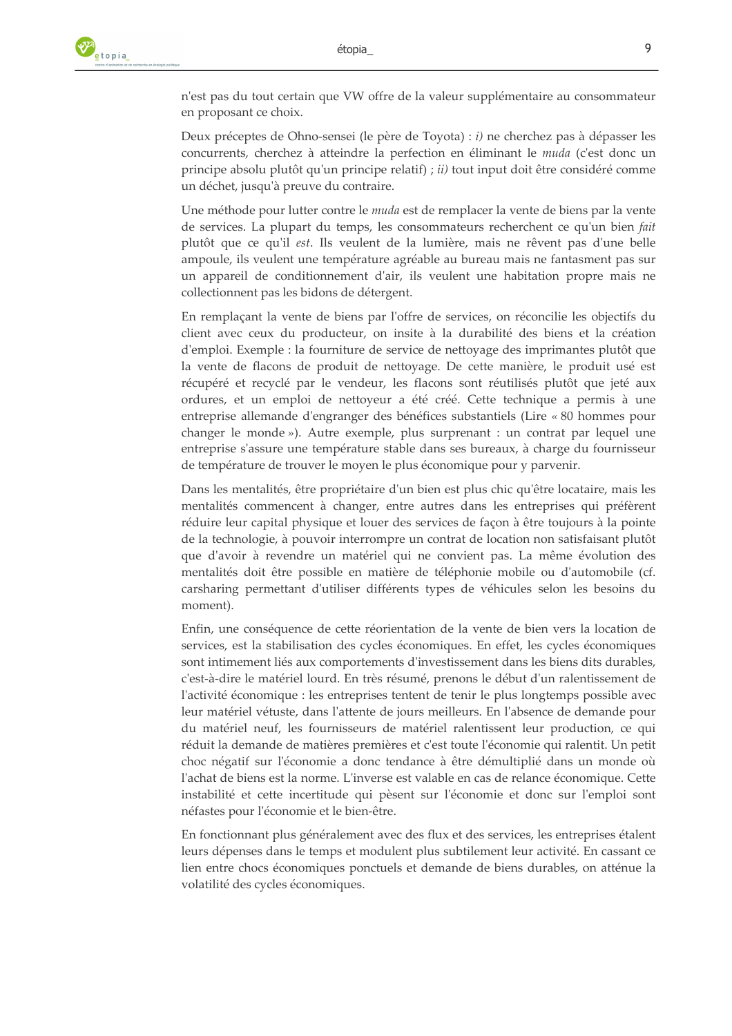n'est pas du tout certain que VW offre de la valeur supplémentaire au consommateur en proposant ce choix.

Deux préceptes de Ohno-sensei (le père de Toyota) : *i)* ne cherchez pas à dépasser les concurrents, cherchez à atteindre la perfection en éliminant le *muda* (c'est donc un principe absolu plutôt qu'un principe relatif) ; *ii)* tout input doit être considéré comme un déchet, jusqu'à preuve du contraire.

Une méthode pour lutter contre le *muda* est de remplacer la vente de biens par la vente de services. La plupart du temps, les consommateurs recherchent ce qu'un bien *fait* plutôt que ce qu'il *est*. Ils veulent de la lumière, mais ne rêvent pas d'une belle ampoule, ils veulent une température agréable au bureau mais ne fantasment pas sur un appareil de conditionnement d'air, ils veulent une habitation propre mais ne collectionnent pas les bidons de détergent.

En remplaçant la vente de biens par l'offre de services, on réconcilie les objectifs du client avec ceux du producteur, on insite à la durabilité des biens et la création d'emploi. Exemple : la fourniture de service de nettoyage des imprimantes plutôt que la vente de flacons de produit de nettoyage. De cette manière, le produit usé est récupéré et recyclé par le vendeur, les flacons sont réutilisés plutôt que jeté aux ordures, et un emploi de nettoyeur a été créé. Cette technique a permis à une entreprise allemande d'engranger des bénéfices substantiels (Lire « 80 hommes pour changer le monde »). Autre exemple, plus surprenant : un contrat par lequel une entreprise s'assure une température stable dans ses bureaux, à charge du fournisseur de température de trouver le moyen le plus économique pour y parvenir.

Dans les mentalités, être propriétaire d'un bien est plus chic qu'être locataire, mais les mentalités commencent à changer, entre autres dans les entreprises qui préfèrent réduire leur capital physique et louer des services de façon à être toujours à la pointe de la technologie, à pouvoir interrompre un contrat de location non satisfaisant plutôt que d'avoir à revendre un matériel qui ne convient pas. La même évolution des mentalités doit être possible en matière de téléphonie mobile ou d'automobile (cf. carsharing permettant d'utiliser différents types de véhicules selon les besoins du moment).

Enfin, une conséquence de cette réorientation de la vente de bien vers la location de services, est la stabilisation des cycles économiques. En effet, les cycles économiques sont intimement liés aux comportements d'investissement dans les biens dits durables, c'est-à-dire le matériel lourd. En très résumé, prenons le début d'un ralentissement de l'activité économique : les entreprises tentent de tenir le plus longtemps possible avec leur matériel vétuste, dans l'attente de jours meilleurs. En l'absence de demande pour du matériel neuf, les fournisseurs de matériel ralentissent leur production, ce qui réduit la demande de matières premières et c'est toute l'économie qui ralentit. Un petit choc négatif sur l'économie a donc tendance à être démultiplié dans un monde où l'achat de biens est la norme. L'inverse est valable en cas de relance économique. Cette instabilité et cette incertitude qui pèsent sur l'économie et donc sur l'emploi sont néfastes pour l'économie et le bien-être.

En fonctionnant plus généralement avec des flux et des services, les entreprises étalent leurs dépenses dans le temps et modulent plus subtilement leur activité. En cassant ce lien entre chocs économiques ponctuels et demande de biens durables, on atténue la volatilité des cycles économiques.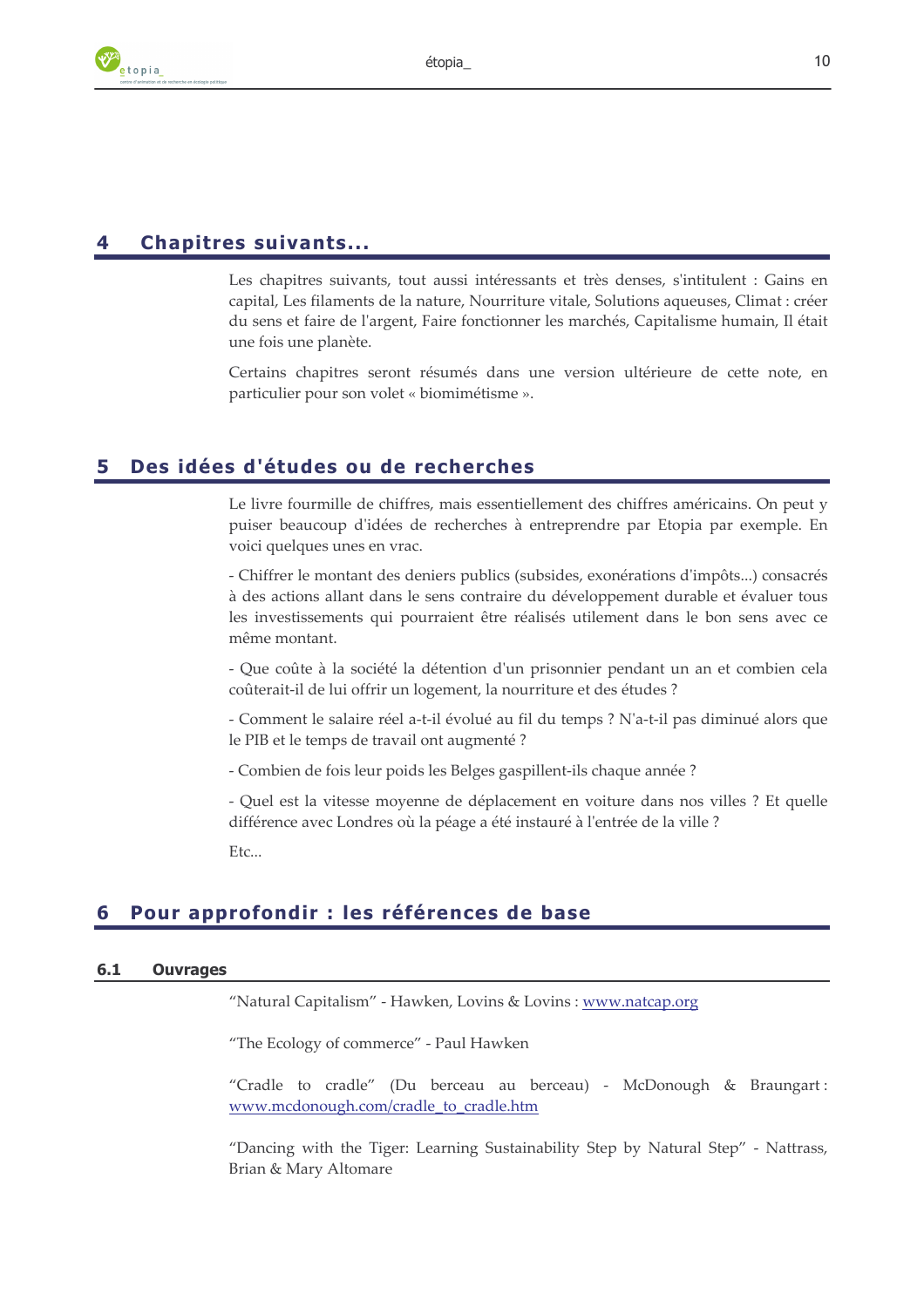# 4 Chapitres suivants...

Les chapitres suivants, tout aussi intéressants et très denses, s'intitulent : Gains en capital, Les filaments de la nature, Nourriture vitale, Solutions aqueuses, Climat : créer du sens et faire de l'argent, Faire fonctionner les marchés, Capitalisme humain, Il était une fois une planète.

Certains chapitres seront résumés dans une version ultérieure de cette note, en particulier pour son volet « biomimétisme ».

# 5 Des idées d'études ou de recherches

Le livre fourmille de chiffres, mais essentiellement des chiffres américains. On peut y puiser beaucoup d'idées de recherches à entreprendre par Etopia par exemple. En voici quelques unes en vrac.

- Chiffrer le montant des deniers publics (subsides, exonérations d'impôts...) consacrés à des actions allant dans le sens contraire du développement durable et évaluer tous les investissements qui pourraient être réalisés utilement dans le bon sens avec ce même montant.

- Que coûte à la société la détention d'un prisonnier pendant un an et combien cela coûterait-il de lui offrir un logement, la nourriture et des études ?

- Comment le salaire réel a-t-il évolué au fil du temps ? N'a-t-il pas diminué alors que le PIB et le temps de travail ont augmenté ?

- Combien de fois leur poids les Belges gaspillent-ils chaque année ?

- Quel est la vitesse moyenne de déplacement en voiture dans nos villes ? Et quelle différence avec Londres où la péage a été instauré à l'entrée de la ville ?

Etc...

# 6 Pour approfondir : les références de base

## 6.1 Ouvrages

"Natural Capitalism" - Hawken, Lovins & Lovins : www.natcap.org

"The Ecology of commerce" - Paul Hawken

"Cradle to cradle" (Du berceau au berceau) - McDonough & Braungart : www.mcdonough.com/cradle_to_cradle.htm

"Dancing with the Tiger: Learning Sustainability Step by Natural Step" - Nattrass, Brian & Mary Altomare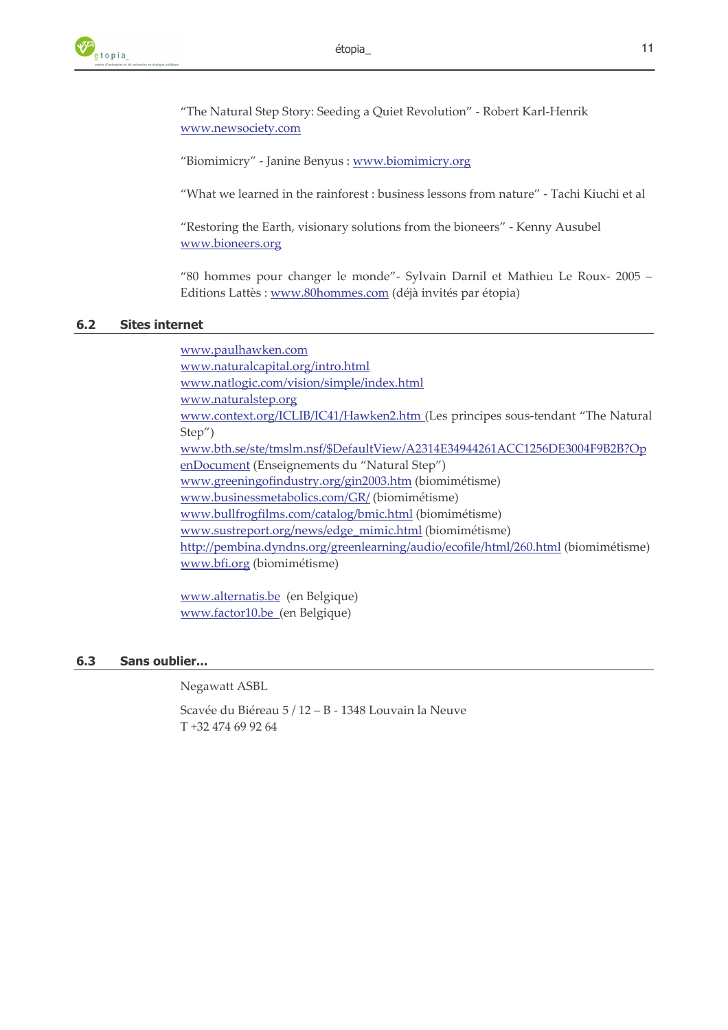"The Natural Step Story: Seeding a Quiet Revolution" - Robert Karl-Henrik
www.newsociety.com

"Biomimicry" - Janine Benyus : www.biomimicry.org

"What we learned in the rainforest : business lessons from nature" - Tachi Kiuchi et al

"Restoring the Earth, visionary solutions from the bioneers" - Kenny Ausubel
www.bioneers.org

"80 hommes pour changer le monde"- Sylvain Darnil et Mathieu Le Roux- 2005 – Editions Lattès : www.80hommes.com (déjà invités par étopia)

## 6.2 Sites internet

www.paulhawken.com
www.naturalcapital.org/intro.html
www.natlogic.com/vision/simple/index.html
www.naturalstep.org
www.context.org/ICLIB/IC41/Hawken2.htm (Les principes sous-tendant "The Natural Step")
www.bth.se/ste/tmslm.nsf/$DefaultView/A2314E34944261ACC1256DE3004F9B2B?OpenDocument (Enseignements du "Natural Step")
www.greeningofindustry.org/gin2003.htm (biomimétisme)
www.businessmetabolics.com/GR/ (biomimétisme)
www.bullfrogfilms.com/catalog/bmic.html (biomimétisme)
www.sustreport.org/news/edge_mimic.html (biomimétisme)
http://pembina.dyndns.org/greenlearning/audio/ecofile/html/260.html (biomimétisme)
www.bfi.org (biomimétisme)

www.alternatis.be (en Belgique)
www.factor10.be (en Belgique)

## 6.3 Sans oublier...

Negawatt ASBL

Scavée du Biéreau 5 / 12 – B - 1348 Louvain la Neuve
T +32 474 69 92 64